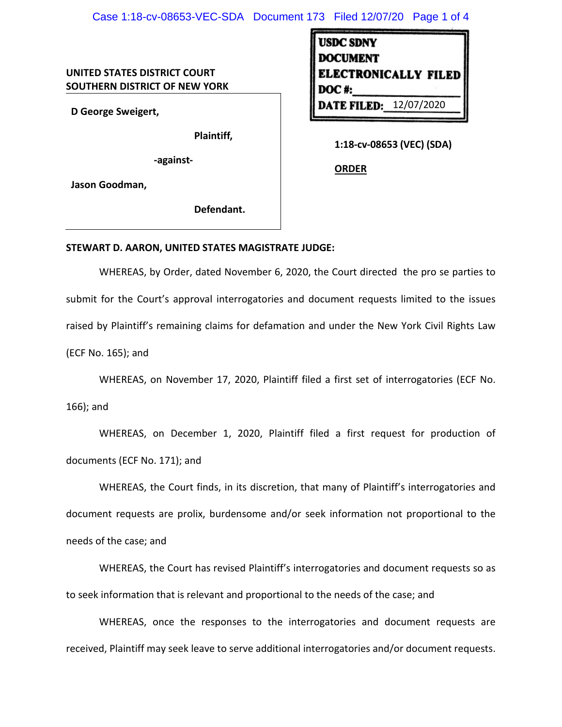| USDC SDNY |
|---|
| DOCUMENT |
| ELECTRONICALLY FILED |
| DOC #: |
| DATE FILED: 12/07/2020 |

**UNITED STATES DISTRICT COURT**
**SOUTHERN DISTRICT OF NEW YORK**

**D George Sweigert,**

**Plaintiff,**

**-against-**

**Jason Goodman,**

**Defendant.**

**1:18-cv-08653 (VEC) (SDA)**

**ORDER**

**STEWART D. AARON, UNITED STATES MAGISTRATE JUDGE:**

WHEREAS, by Order, dated November 6, 2020, the Court directed the pro se parties to submit for the Court's approval interrogatories and document requests limited to the issues raised by Plaintiff's remaining claims for defamation and under the New York Civil Rights Law (ECF No. 165); and

WHEREAS, on November 17, 2020, Plaintiff filed a first set of interrogatories (ECF No. 166); and

WHEREAS, on December 1, 2020, Plaintiff filed a first request for production of documents (ECF No. 171); and

WHEREAS, the Court finds, in its discretion, that many of Plaintiff's interrogatories and document requests are prolix, burdensome and/or seek information not proportional to the needs of the case; and

WHEREAS, the Court has revised Plaintiff's interrogatories and document requests so as to seek information that is relevant and proportional to the needs of the case; and

WHEREAS, once the responses to the interrogatories and document requests are received, Plaintiff may seek leave to serve additional interrogatories and/or document requests.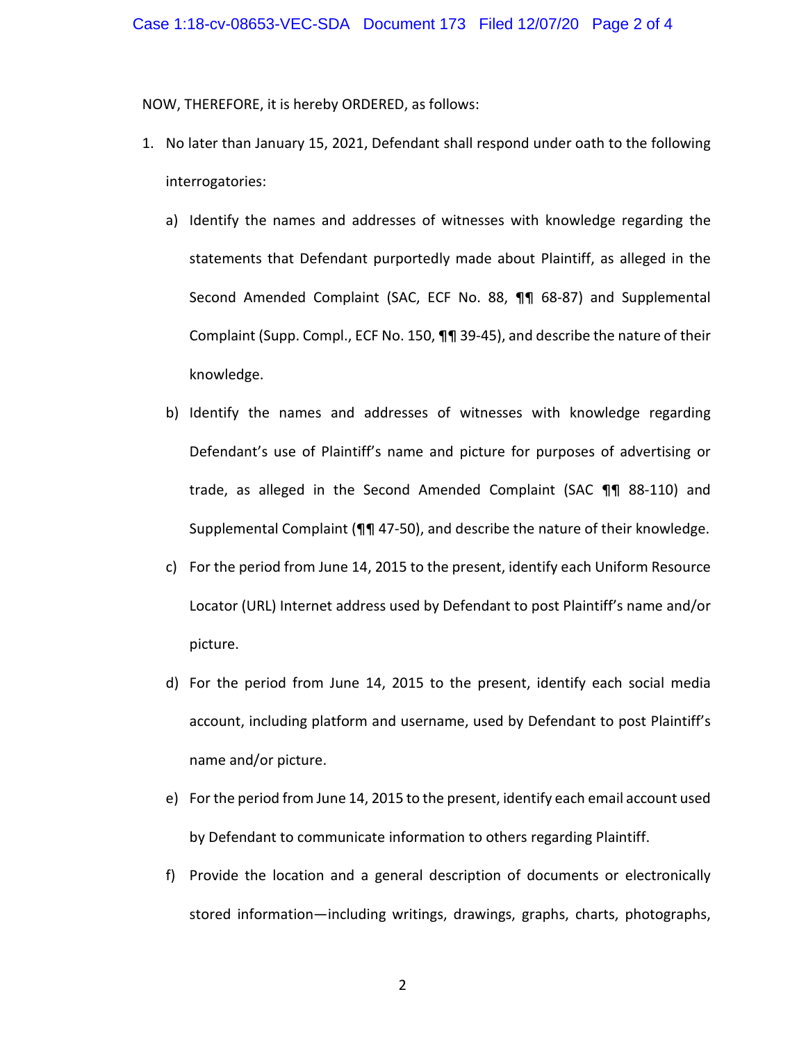NOW, THEREFORE, it is hereby ORDERED, as follows:

1. No later than January 15, 2021, Defendant shall respond under oath to the following interrogatories:

   a) Identify the names and addresses of witnesses with knowledge regarding the statements that Defendant purportedly made about Plaintiff, as alleged in the Second Amended Complaint (SAC, ECF No. 88, ¶¶ 68-87) and Supplemental Complaint (Supp. Compl., ECF No. 150, ¶¶ 39-45), and describe the nature of their knowledge.

   b) Identify the names and addresses of witnesses with knowledge regarding Defendant's use of Plaintiff's name and picture for purposes of advertising or trade, as alleged in the Second Amended Complaint (SAC ¶¶ 88-110) and Supplemental Complaint (¶¶ 47-50), and describe the nature of their knowledge.

   c) For the period from June 14, 2015 to the present, identify each Uniform Resource Locator (URL) Internet address used by Defendant to post Plaintiff's name and/or picture.

   d) For the period from June 14, 2015 to the present, identify each social media account, including platform and username, used by Defendant to post Plaintiff's name and/or picture.

   e) For the period from June 14, 2015 to the present, identify each email account used by Defendant to communicate information to others regarding Plaintiff.

   f) Provide the location and a general description of documents or electronically stored information—including writings, drawings, graphs, charts, photographs,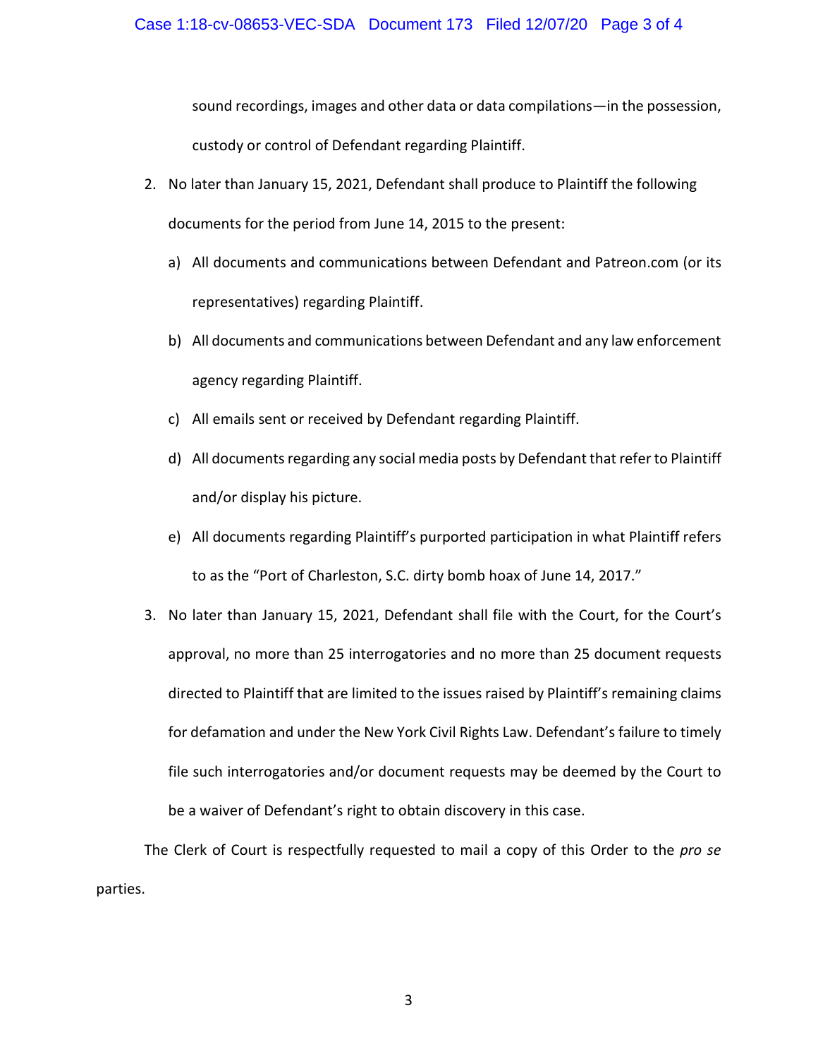sound recordings, images and other data or data compilations—in the possession, custody or control of Defendant regarding Plaintiff.

2. No later than January 15, 2021, Defendant shall produce to Plaintiff the following documents for the period from June 14, 2015 to the present:

   a) All documents and communications between Defendant and Patreon.com (or its representatives) regarding Plaintiff.

   b) All documents and communications between Defendant and any law enforcement agency regarding Plaintiff.

   c) All emails sent or received by Defendant regarding Plaintiff.

   d) All documents regarding any social media posts by Defendant that refer to Plaintiff and/or display his picture.

   e) All documents regarding Plaintiff's purported participation in what Plaintiff refers to as the "Port of Charleston, S.C. dirty bomb hoax of June 14, 2017."

3. No later than January 15, 2021, Defendant shall file with the Court, for the Court's approval, no more than 25 interrogatories and no more than 25 document requests directed to Plaintiff that are limited to the issues raised by Plaintiff's remaining claims for defamation and under the New York Civil Rights Law. Defendant's failure to timely file such interrogatories and/or document requests may be deemed by the Court to be a waiver of Defendant's right to obtain discovery in this case.

The Clerk of Court is respectfully requested to mail a copy of this Order to the *pro se* parties.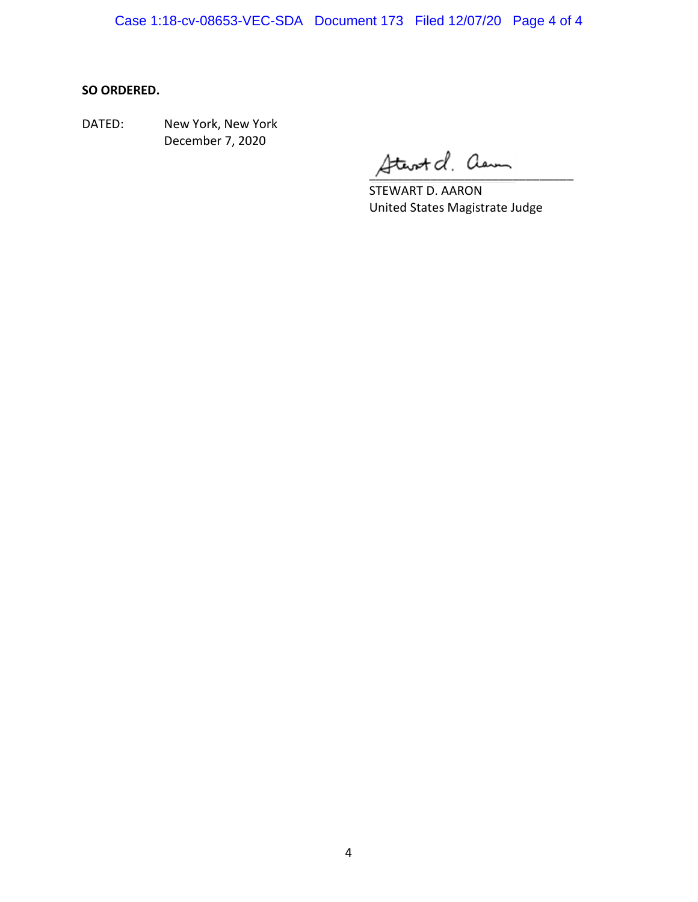**SO ORDERED.**

DATED: New York, New York
December 7, 2020

STEWART D. AARON
United States Magistrate Judge